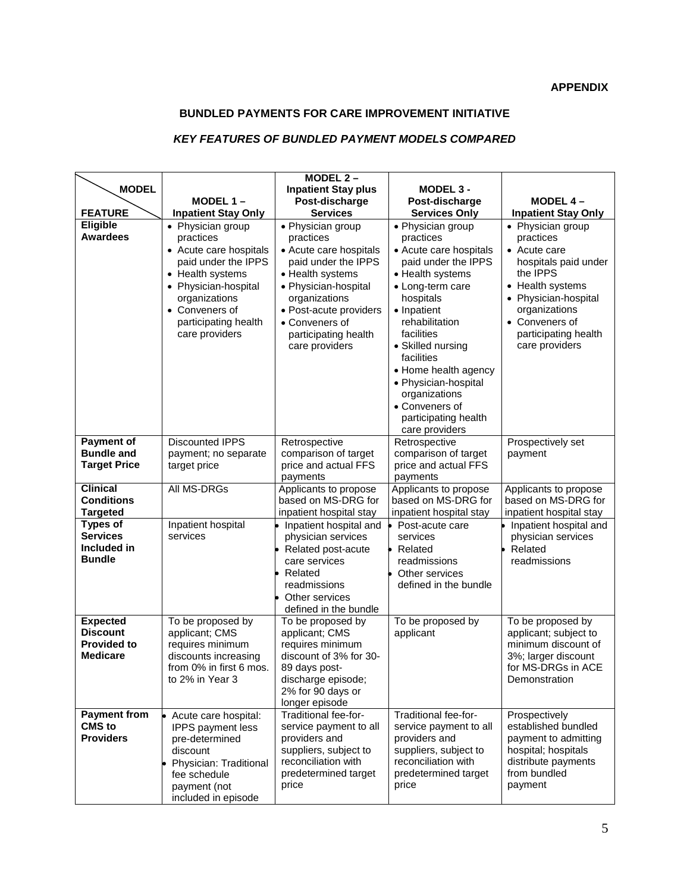**APPENDIX**

## BUNDLED PAYMENTS FOR CARE IMPROVEMENT INITIATIVE

### *KEY FEATURES OF BUNDLED PAYMENT MODELS COMPARED*

| MODEL / FEATURE | MODEL 1 – Inpatient Stay Only | MODEL 2 – Inpatient Stay plus Post-discharge Services | MODEL 3 - Post-discharge Services Only | MODEL 4 – Inpatient Stay Only |
|---|---|---|---|---|
| **Eligible Awardees** | • Physician group practices<br>• Acute care hospitals paid under the IPPS<br>• Health systems<br>• Physician-hospital organizations<br>• Conveners of participating health care providers | • Physician group practices<br>• Acute care hospitals paid under the IPPS<br>• Health systems<br>• Physician-hospital organizations<br>• Post-acute providers<br>• Conveners of participating health care providers | • Physician group practices<br>• Acute care hospitals paid under the IPPS<br>• Health systems<br>• Long-term care hospitals<br>• Inpatient rehabilitation facilities<br>• Skilled nursing facilities<br>• Home health agency<br>• Physician-hospital organizations<br>• Conveners of participating health care providers | • Physician group practices<br>• Acute care hospitals paid under the IPPS<br>• Health systems<br>• Physician-hospital organizations<br>• Conveners of participating health care providers |
| **Payment of Bundle and Target Price** | Discounted IPPS payment; no separate target price | Retrospective comparison of target price and actual FFS payments | Retrospective comparison of target price and actual FFS payments | Prospectively set payment |
| **Clinical Conditions Targeted** | All MS-DRGs | Applicants to propose based on MS-DRG for inpatient hospital stay | Applicants to propose based on MS-DRG for inpatient hospital stay | Applicants to propose based on MS-DRG for inpatient hospital stay |
| **Types of Services Included in Bundle** | Inpatient hospital services | • Inpatient hospital and physician services<br>• Related post-acute care services<br>• Related readmissions<br>• Other services defined in the bundle | • Post-acute care services<br>• Related readmissions<br>• Other services defined in the bundle | • Inpatient hospital and physician services<br>• Related readmissions |
| **Expected Discount Provided to Medicare** | To be proposed by applicant; CMS requires minimum discounts increasing from 0% in first 6 mos. to 2% in Year 3 | To be proposed by applicant; CMS requires minimum discount of 3% for 30-89 days post-discharge episode; 2% for 90 days or longer episode | To be proposed by applicant | To be proposed by applicant; subject to minimum discount of 3%; larger discount for MS-DRGs in ACE Demonstration |
| **Payment from CMS to Providers** | • Acute care hospital: IPPS payment less pre-determined discount<br>• Physician: Traditional fee schedule payment (not included in episode | Traditional fee-for-service payment to all providers and suppliers, subject to reconciliation with predetermined target price | Traditional fee-for-service payment to all providers and suppliers, subject to reconciliation with predetermined target price | Prospectively established bundled payment to admitting hospital; hospitals distribute payments from bundled payment |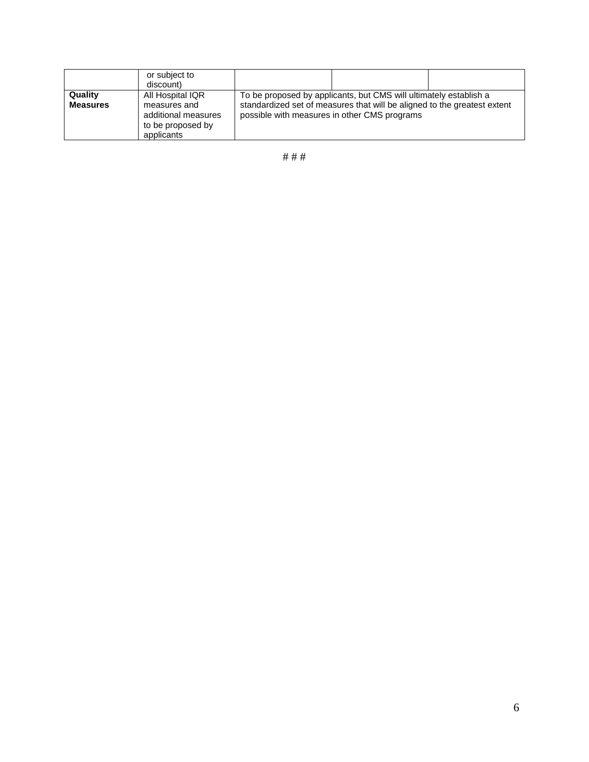| | | | | |
|---|---|---|---|---|
| | or subject to discount) | | | |
| **Quality Measures** | All Hospital IQR measures and additional measures to be proposed by applicants | To be proposed by applicants, but CMS will ultimately establish a standardized set of measures that will be aligned to the greatest extent possible with measures in other CMS programs | | |

# # #